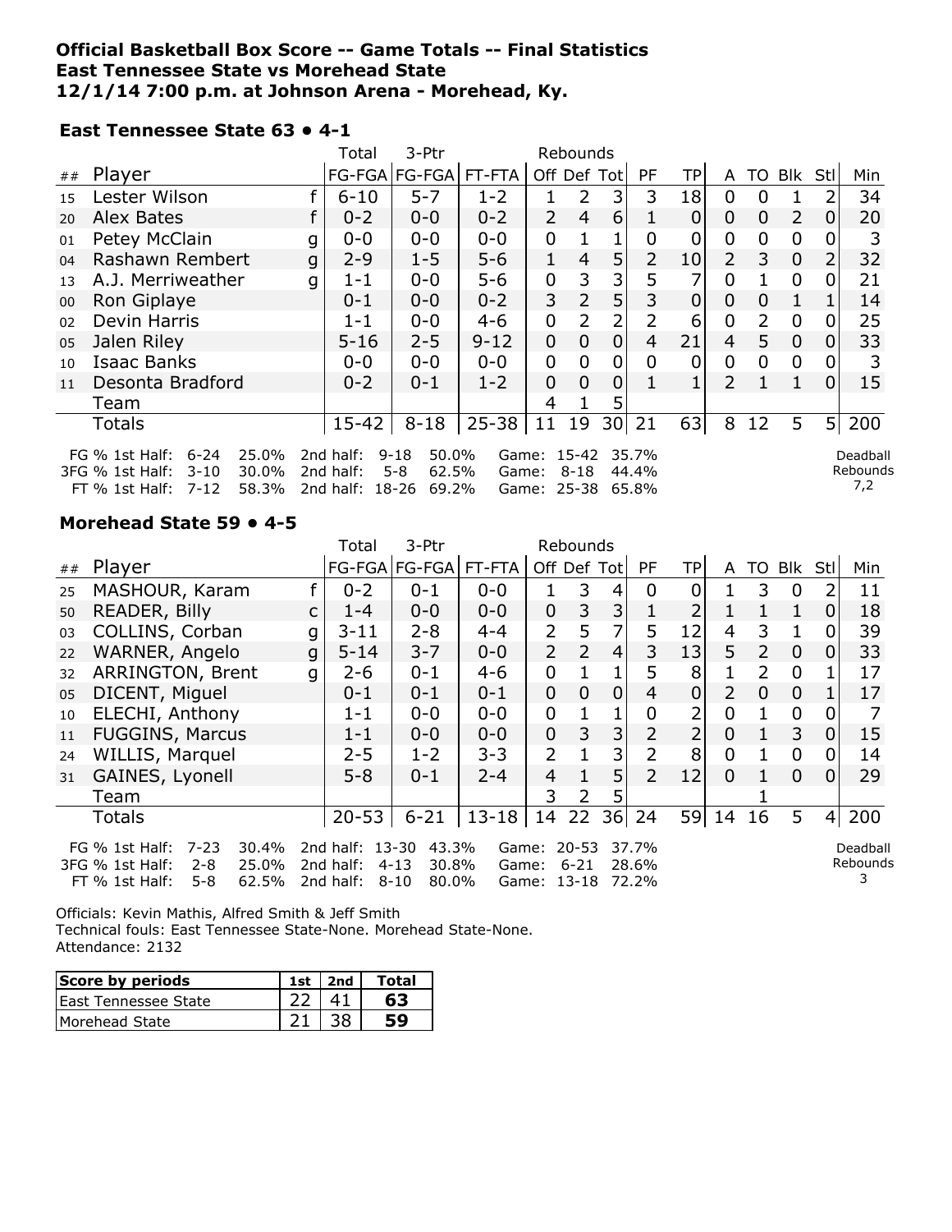**Official Basketball Box Score -- Game Totals -- Final Statistics**
**East Tennessee State vs Morehead State**
**12/1/14 7:00 p.m. at Johnson Arena - Morehead, Ky.**

### East Tennessee State 63 • 4-1

| ## | Player | | Total FG-FGA | 3-Ptr FG-FGA | FT-FTA | Rebounds Off | Def | Tot | PF | TP | A | TO | Blk | Stl | Min |
|---|---|---|---|---|---|---|---|---|---|---|---|---|---|---|---|
| 15 | Lester Wilson | f | 6-10 | 5-7 | 1-2 | 1 | 2 | 3 | 3 | 18 | 0 | 0 | 1 | 2 | 34 |
| 20 | Alex Bates | f | 0-2 | 0-0 | 0-2 | 2 | 4 | 6 | 1 | 0 | 0 | 0 | 2 | 0 | 20 |
| 01 | Petey McClain | g | 0-0 | 0-0 | 0-0 | 0 | 1 | 1 | 0 | 0 | 0 | 0 | 0 | 0 | 3 |
| 04 | Rashawn Rembert | g | 2-9 | 1-5 | 5-6 | 1 | 4 | 5 | 2 | 10 | 2 | 3 | 0 | 2 | 32 |
| 13 | A.J. Merriweather | g | 1-1 | 0-0 | 5-6 | 0 | 3 | 3 | 5 | 7 | 0 | 1 | 0 | 0 | 21 |
| 00 | Ron Giplaye | | 0-1 | 0-0 | 0-2 | 3 | 2 | 5 | 3 | 0 | 0 | 0 | 1 | 1 | 14 |
| 02 | Devin Harris | | 1-1 | 0-0 | 4-6 | 0 | 2 | 2 | 2 | 6 | 0 | 2 | 0 | 0 | 25 |
| 05 | Jalen Riley | | 5-16 | 2-5 | 9-12 | 0 | 0 | 0 | 4 | 21 | 4 | 5 | 0 | 0 | 33 |
| 10 | Isaac Banks | | 0-0 | 0-0 | 0-0 | 0 | 0 | 0 | 0 | 0 | 0 | 0 | 0 | 0 | 3 |
| 11 | Desonta Bradford | | 0-2 | 0-1 | 1-2 | 0 | 0 | 0 | 1 | 1 | 2 | 1 | 1 | 0 | 15 |
| | Team | | | | | 4 | 1 | 5 | | | | | | | |
| | Totals | | 15-42 | 8-18 | 25-38 | 11 | 19 | 30 | 21 | 63 | 8 | 12 | 5 | 5 | 200 |

| | | | | | | | | |
|---|---|---|---|---|---|---|---|---|
| FG % 1st Half: | 6-24 | 25.0% | 2nd half: 9-18 | 50.0% | Game: 15-42 | 35.7% | | Deadball Rebounds |
| 3FG % 1st Half: | 3-10 | 30.0% | 2nd half: 5-8 | 62.5% | Game: 8-18 | 44.4% | | 7,2 |
| FT % 1st Half: | 7-12 | 58.3% | 2nd half: 18-26 | 69.2% | Game: 25-38 | 65.8% | | |

### Morehead State 59 • 4-5

| ## | Player | | Total FG-FGA | 3-Ptr FG-FGA | FT-FTA | Rebounds Off | Def | Tot | PF | TP | A | TO | Blk | Stl | Min |
|---|---|---|---|---|---|---|---|---|---|---|---|---|---|---|---|
| 25 | MASHOUR, Karam | f | 0-2 | 0-1 | 0-0 | 1 | 3 | 4 | 0 | 0 | 1 | 3 | 0 | 2 | 11 |
| 50 | READER, Billy | c | 1-4 | 0-0 | 0-0 | 0 | 3 | 3 | 1 | 2 | 1 | 1 | 1 | 0 | 18 |
| 03 | COLLINS, Corban | g | 3-11 | 2-8 | 4-4 | 2 | 5 | 7 | 5 | 12 | 4 | 3 | 1 | 0 | 39 |
| 22 | WARNER, Angelo | g | 5-14 | 3-7 | 0-0 | 2 | 2 | 4 | 3 | 13 | 5 | 2 | 0 | 0 | 33 |
| 32 | ARRINGTON, Brent | g | 2-6 | 0-1 | 4-6 | 0 | 1 | 1 | 5 | 8 | 1 | 2 | 0 | 1 | 17 |
| 05 | DICENT, Miguel | | 0-1 | 0-1 | 0-1 | 0 | 0 | 0 | 4 | 0 | 2 | 0 | 0 | 1 | 17 |
| 10 | ELECHI, Anthony | | 1-1 | 0-0 | 0-0 | 0 | 1 | 1 | 0 | 2 | 0 | 1 | 0 | 0 | 7 |
| 11 | FUGGINS, Marcus | | 1-1 | 0-0 | 0-0 | 0 | 3 | 3 | 2 | 2 | 0 | 1 | 3 | 0 | 15 |
| 24 | WILLIS, Marquel | | 2-5 | 1-2 | 3-3 | 2 | 1 | 3 | 2 | 8 | 0 | 1 | 0 | 0 | 14 |
| 31 | GAINES, Lyonell | | 5-8 | 0-1 | 2-4 | 4 | 1 | 5 | 2 | 12 | 0 | 1 | 0 | 0 | 29 |
| | Team | | | | | 3 | 2 | 5 | | | | 1 | | | |
| | Totals | | 20-53 | 6-21 | 13-18 | 14 | 22 | 36 | 24 | 59 | 14 | 16 | 5 | 4 | 200 |

| | | | | | | | | |
|---|---|---|---|---|---|---|---|---|
| FG % 1st Half: | 7-23 | 30.4% | 2nd half: 13-30 | 43.3% | Game: 20-53 | 37.7% | | Deadball Rebounds |
| 3FG % 1st Half: | 2-8 | 25.0% | 2nd half: 4-13 | 30.8% | Game: 6-21 | 28.6% | | 3 |
| FT % 1st Half: | 5-8 | 62.5% | 2nd half: 8-10 | 80.0% | Game: 13-18 | 72.2% | | |

Officials: Kevin Mathis, Alfred Smith & Jeff Smith
Technical fouls: East Tennessee State-None. Morehead State-None.
Attendance: 2132

| Score by periods | 1st | 2nd | Total |
|---|---|---|---|
| East Tennessee State | 22 | 41 | **63** |
| Morehead State | 21 | 38 | **59** |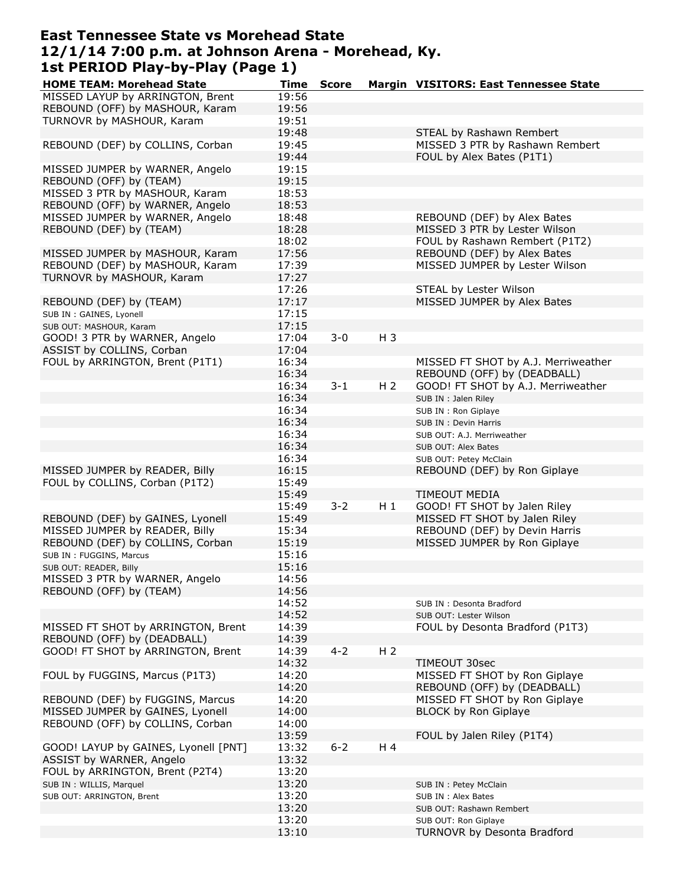# East Tennessee State vs Morehead State
## 12/1/14 7:00 p.m. at Johnson Arena - Morehead, Ky.
## 1st PERIOD Play-by-Play (Page 1)

| HOME TEAM: Morehead State | Time | Score | Margin | VISITORS: East Tennessee State |
|---|---|---|---|---|
| MISSED LAYUP by ARRINGTON, Brent | 19:56 | | | |
| REBOUND (OFF) by MASHOUR, Karam | 19:56 | | | |
| TURNOVR by MASHOUR, Karam | 19:51 | | | |
| | 19:48 | | | STEAL by Rashawn Rembert |
| REBOUND (DEF) by COLLINS, Corban | 19:45 | | | MISSED 3 PTR by Rashawn Rembert |
| | 19:44 | | | FOUL by Alex Bates (P1T1) |
| MISSED JUMPER by WARNER, Angelo | 19:15 | | | |
| REBOUND (OFF) by (TEAM) | 19:15 | | | |
| MISSED 3 PTR by MASHOUR, Karam | 18:53 | | | |
| REBOUND (OFF) by WARNER, Angelo | 18:53 | | | |
| MISSED JUMPER by WARNER, Angelo | 18:48 | | | REBOUND (DEF) by Alex Bates |
| REBOUND (DEF) by (TEAM) | 18:28 | | | MISSED 3 PTR by Lester Wilson |
| | 18:02 | | | FOUL by Rashawn Rembert (P1T2) |
| MISSED JUMPER by MASHOUR, Karam | 17:56 | | | REBOUND (DEF) by Alex Bates |
| REBOUND (DEF) by MASHOUR, Karam | 17:39 | | | MISSED JUMPER by Lester Wilson |
| TURNOVR by MASHOUR, Karam | 17:27 | | | |
| | 17:26 | | | STEAL by Lester Wilson |
| REBOUND (DEF) by (TEAM) | 17:17 | | | MISSED JUMPER by Alex Bates |
| SUB IN : GAINES, Lyonell | 17:15 | | | |
| SUB OUT: MASHOUR, Karam | 17:15 | | | |
| GOOD! 3 PTR by WARNER, Angelo | 17:04 | 3-0 | H 3 | |
| ASSIST by COLLINS, Corban | 17:04 | | | |
| FOUL by ARRINGTON, Brent (P1T1) | 16:34 | | | MISSED FT SHOT by A.J. Merriweather |
| | 16:34 | | | REBOUND (OFF) by (DEADBALL) |
| | 16:34 | 3-1 | H 2 | GOOD! FT SHOT by A.J. Merriweather |
| | 16:34 | | | SUB IN : Jalen Riley |
| | 16:34 | | | SUB IN : Ron Giplaye |
| | 16:34 | | | SUB IN : Devin Harris |
| | 16:34 | | | SUB OUT: A.J. Merriweather |
| | 16:34 | | | SUB OUT: Alex Bates |
| | 16:34 | | | SUB OUT: Petey McClain |
| MISSED JUMPER by READER, Billy | 16:15 | | | REBOUND (DEF) by Ron Giplaye |
| FOUL by COLLINS, Corban (P1T2) | 15:49 | | | |
| | 15:49 | | | TIMEOUT MEDIA |
| | 15:49 | 3-2 | H 1 | GOOD! FT SHOT by Jalen Riley |
| REBOUND (DEF) by GAINES, Lyonell | 15:49 | | | MISSED FT SHOT by Jalen Riley |
| MISSED JUMPER by READER, Billy | 15:34 | | | REBOUND (DEF) by Devin Harris |
| REBOUND (DEF) by COLLINS, Corban | 15:19 | | | MISSED JUMPER by Ron Giplaye |
| SUB IN : FUGGINS, Marcus | 15:16 | | | |
| SUB OUT: READER, Billy | 15:16 | | | |
| MISSED 3 PTR by WARNER, Angelo | 14:56 | | | |
| REBOUND (OFF) by (TEAM) | 14:56 | | | |
| | 14:52 | | | SUB IN : Desonta Bradford |
| | 14:52 | | | SUB OUT: Lester Wilson |
| MISSED FT SHOT by ARRINGTON, Brent | 14:39 | | | FOUL by Desonta Bradford (P1T3) |
| REBOUND (OFF) by (DEADBALL) | 14:39 | | | |
| GOOD! FT SHOT by ARRINGTON, Brent | 14:39 | 4-2 | H 2 | |
| | 14:32 | | | TIMEOUT 30sec |
| FOUL by FUGGINS, Marcus (P1T3) | 14:20 | | | MISSED FT SHOT by Ron Giplaye |
| | 14:20 | | | REBOUND (OFF) by (DEADBALL) |
| REBOUND (DEF) by FUGGINS, Marcus | 14:20 | | | MISSED FT SHOT by Ron Giplaye |
| MISSED JUMPER by GAINES, Lyonell | 14:00 | | | BLOCK by Ron Giplaye |
| REBOUND (OFF) by COLLINS, Corban | 14:00 | | | |
| | 13:59 | | | FOUL by Jalen Riley (P1T4) |
| GOOD! LAYUP by GAINES, Lyonell [PNT] | 13:32 | 6-2 | H 4 | |
| ASSIST by WARNER, Angelo | 13:32 | | | |
| FOUL by ARRINGTON, Brent (P2T4) | 13:20 | | | |
| SUB IN : WILLIS, Marquel | 13:20 | | | SUB IN : Petey McClain |
| SUB OUT: ARRINGTON, Brent | 13:20 | | | SUB IN : Alex Bates |
| | 13:20 | | | SUB OUT: Rashawn Rembert |
| | 13:20 | | | SUB OUT: Ron Giplaye |
| | 13:10 | | | TURNOVR by Desonta Bradford |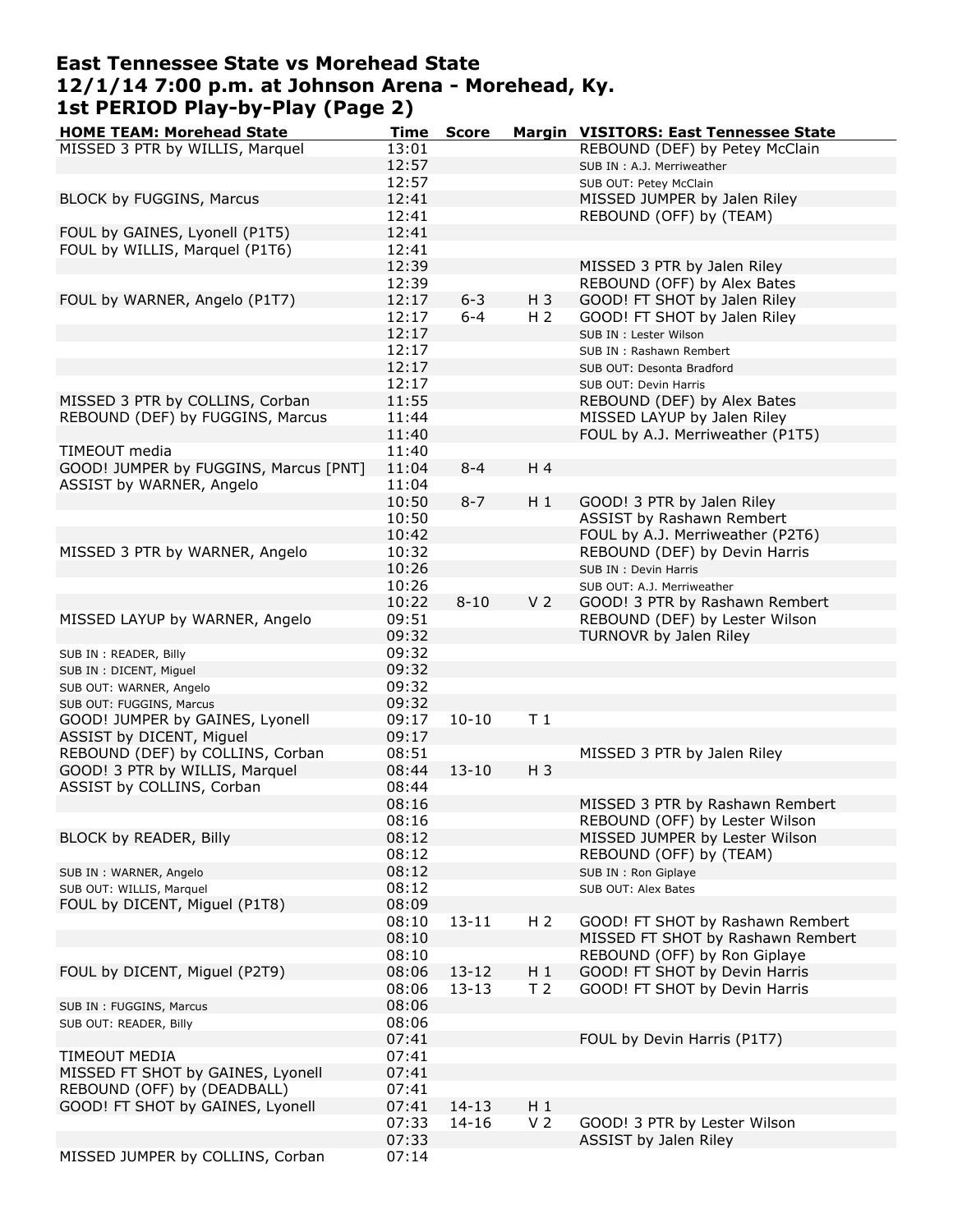# East Tennessee State vs Morehead State
# 12/1/14 7:00 p.m. at Johnson Arena - Morehead, Ky.
# 1st PERIOD Play-by-Play (Page 2)

| HOME TEAM: Morehead State | Time | Score | Margin | VISITORS: East Tennessee State |
|---|---|---|---|---|
| MISSED 3 PTR by WILLIS, Marquel | 13:01 | | | REBOUND (DEF) by Petey McClain |
| | 12:57 | | | SUB IN : A.J. Merriweather |
| | 12:57 | | | SUB OUT: Petey McClain |
| BLOCK by FUGGINS, Marcus | 12:41 | | | MISSED JUMPER by Jalen Riley |
| | 12:41 | | | REBOUND (OFF) by (TEAM) |
| FOUL by GAINES, Lyonell (P1T5) | 12:41 | | | |
| FOUL by WILLIS, Marquel (P1T6) | 12:41 | | | |
| | 12:39 | | | MISSED 3 PTR by Jalen Riley |
| | 12:39 | | | REBOUND (OFF) by Alex Bates |
| FOUL by WARNER, Angelo (P1T7) | 12:17 | 6-3 | H 3 | GOOD! FT SHOT by Jalen Riley |
| | 12:17 | 6-4 | H 2 | GOOD! FT SHOT by Jalen Riley |
| | 12:17 | | | SUB IN : Lester Wilson |
| | 12:17 | | | SUB IN : Rashawn Rembert |
| | 12:17 | | | SUB OUT: Desonta Bradford |
| | 12:17 | | | SUB OUT: Devin Harris |
| MISSED 3 PTR by COLLINS, Corban | 11:55 | | | REBOUND (DEF) by Alex Bates |
| REBOUND (DEF) by FUGGINS, Marcus | 11:44 | | | MISSED LAYUP by Jalen Riley |
| | 11:40 | | | FOUL by A.J. Merriweather (P1T5) |
| TIMEOUT media | 11:40 | | | |
| GOOD! JUMPER by FUGGINS, Marcus [PNT] | 11:04 | 8-4 | H 4 | |
| ASSIST by WARNER, Angelo | 11:04 | | | |
| | 10:50 | 8-7 | H 1 | GOOD! 3 PTR by Jalen Riley |
| | 10:50 | | | ASSIST by Rashawn Rembert |
| | 10:42 | | | FOUL by A.J. Merriweather (P2T6) |
| MISSED 3 PTR by WARNER, Angelo | 10:32 | | | REBOUND (DEF) by Devin Harris |
| | 10:26 | | | SUB IN : Devin Harris |
| | 10:26 | | | SUB OUT: A.J. Merriweather |
| | 10:22 | 8-10 | V 2 | GOOD! 3 PTR by Rashawn Rembert |
| MISSED LAYUP by WARNER, Angelo | 09:51 | | | REBOUND (DEF) by Lester Wilson |
| | 09:32 | | | TURNOVR by Jalen Riley |
| SUB IN : READER, Billy | 09:32 | | | |
| SUB IN : DICENT, Miguel | 09:32 | | | |
| SUB OUT: WARNER, Angelo | 09:32 | | | |
| SUB OUT: FUGGINS, Marcus | 09:32 | | | |
| GOOD! JUMPER by GAINES, Lyonell | 09:17 | 10-10 | T 1 | |
| ASSIST by DICENT, Miguel | 09:17 | | | |
| REBOUND (DEF) by COLLINS, Corban | 08:51 | | | MISSED 3 PTR by Jalen Riley |
| GOOD! 3 PTR by WILLIS, Marquel | 08:44 | 13-10 | H 3 | |
| ASSIST by COLLINS, Corban | 08:44 | | | |
| | 08:16 | | | MISSED 3 PTR by Rashawn Rembert |
| | 08:16 | | | REBOUND (OFF) by Lester Wilson |
| BLOCK by READER, Billy | 08:12 | | | MISSED JUMPER by Lester Wilson |
| | 08:12 | | | REBOUND (OFF) by (TEAM) |
| SUB IN : WARNER, Angelo | 08:12 | | | SUB IN : Ron Giplaye |
| SUB OUT: WILLIS, Marquel | 08:12 | | | SUB OUT: Alex Bates |
| FOUL by DICENT, Miguel (P1T8) | 08:09 | | | |
| | 08:10 | 13-11 | H 2 | GOOD! FT SHOT by Rashawn Rembert |
| | 08:10 | | | MISSED FT SHOT by Rashawn Rembert |
| | 08:10 | | | REBOUND (OFF) by Ron Giplaye |
| FOUL by DICENT, Miguel (P2T9) | 08:06 | 13-12 | H 1 | GOOD! FT SHOT by Devin Harris |
| | 08:06 | 13-13 | T 2 | GOOD! FT SHOT by Devin Harris |
| SUB IN : FUGGINS, Marcus | 08:06 | | | |
| SUB OUT: READER, Billy | 08:06 | | | |
| | 07:41 | | | FOUL by Devin Harris (P1T7) |
| TIMEOUT MEDIA | 07:41 | | | |
| MISSED FT SHOT by GAINES, Lyonell | 07:41 | | | |
| REBOUND (OFF) by (DEADBALL) | 07:41 | | | |
| GOOD! FT SHOT by GAINES, Lyonell | 07:41 | 14-13 | H 1 | |
| | 07:33 | 14-16 | V 2 | GOOD! 3 PTR by Lester Wilson |
| | 07:33 | | | ASSIST by Jalen Riley |
| MISSED JUMPER by COLLINS, Corban | 07:14 | | | |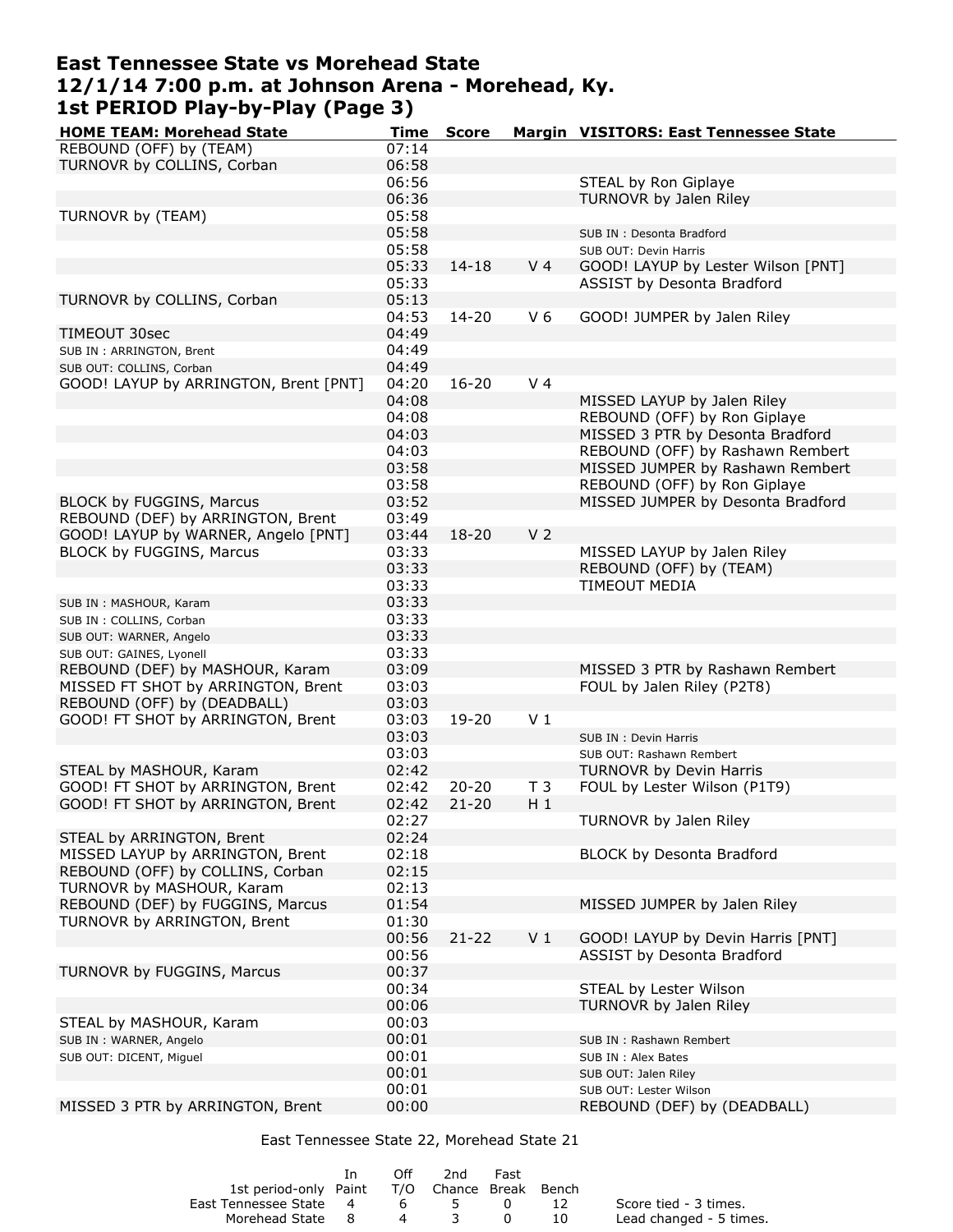# East Tennessee State vs Morehead State
## 12/1/14 7:00 p.m. at Johnson Arena - Morehead, Ky.
## 1st PERIOD Play-by-Play (Page 3)

| HOME TEAM: Morehead State | Time | Score | Margin | VISITORS: East Tennessee State |
|---|---|---|---|---|
| REBOUND (OFF) by (TEAM) | 07:14 | | | |
| TURNOVR by COLLINS, Corban | 06:58 | | | |
| | 06:56 | | | STEAL by Ron Giplaye |
| | 06:36 | | | TURNOVR by Jalen Riley |
| TURNOVR by (TEAM) | 05:58 | | | |
| | 05:58 | | | SUB IN : Desonta Bradford |
| | 05:58 | | | SUB OUT: Devin Harris |
| | 05:33 | 14-18 | V 4 | GOOD! LAYUP by Lester Wilson [PNT] |
| | 05:33 | | | ASSIST by Desonta Bradford |
| TURNOVR by COLLINS, Corban | 05:13 | | | |
| | 04:53 | 14-20 | V 6 | GOOD! JUMPER by Jalen Riley |
| TIMEOUT 30sec | 04:49 | | | |
| SUB IN : ARRINGTON, Brent | 04:49 | | | |
| SUB OUT: COLLINS, Corban | 04:49 | | | |
| GOOD! LAYUP by ARRINGTON, Brent [PNT] | 04:20 | 16-20 | V 4 | |
| | 04:08 | | | MISSED LAYUP by Jalen Riley |
| | 04:08 | | | REBOUND (OFF) by Ron Giplaye |
| | 04:03 | | | MISSED 3 PTR by Desonta Bradford |
| | 04:03 | | | REBOUND (OFF) by Rashawn Rembert |
| | 03:58 | | | MISSED JUMPER by Rashawn Rembert |
| | 03:58 | | | REBOUND (OFF) by Ron Giplaye |
| BLOCK by FUGGINS, Marcus | 03:52 | | | MISSED JUMPER by Desonta Bradford |
| REBOUND (DEF) by ARRINGTON, Brent | 03:49 | | | |
| GOOD! LAYUP by WARNER, Angelo [PNT] | 03:44 | 18-20 | V 2 | |
| BLOCK by FUGGINS, Marcus | 03:33 | | | MISSED LAYUP by Jalen Riley |
| | 03:33 | | | REBOUND (OFF) by (TEAM) |
| | 03:33 | | | TIMEOUT MEDIA |
| SUB IN : MASHOUR, Karam | 03:33 | | | |
| SUB IN : COLLINS, Corban | 03:33 | | | |
| SUB OUT: WARNER, Angelo | 03:33 | | | |
| SUB OUT: GAINES, Lyonell | 03:33 | | | |
| REBOUND (DEF) by MASHOUR, Karam | 03:09 | | | MISSED 3 PTR by Rashawn Rembert |
| MISSED FT SHOT by ARRINGTON, Brent | 03:03 | | | FOUL by Jalen Riley (P2T8) |
| REBOUND (OFF) by (DEADBALL) | 03:03 | | | |
| GOOD! FT SHOT by ARRINGTON, Brent | 03:03 | 19-20 | V 1 | |
| | 03:03 | | | SUB IN : Devin Harris |
| | 03:03 | | | SUB OUT: Rashawn Rembert |
| STEAL by MASHOUR, Karam | 02:42 | | | TURNOVR by Devin Harris |
| GOOD! FT SHOT by ARRINGTON, Brent | 02:42 | 20-20 | T 3 | FOUL by Lester Wilson (P1T9) |
| GOOD! FT SHOT by ARRINGTON, Brent | 02:42 | 21-20 | H 1 | |
| | 02:27 | | | TURNOVR by Jalen Riley |
| STEAL by ARRINGTON, Brent | 02:24 | | | |
| MISSED LAYUP by ARRINGTON, Brent | 02:18 | | | BLOCK by Desonta Bradford |
| REBOUND (OFF) by COLLINS, Corban | 02:15 | | | |
| TURNOVR by MASHOUR, Karam | 02:13 | | | |
| REBOUND (DEF) by FUGGINS, Marcus | 01:54 | | | MISSED JUMPER by Jalen Riley |
| TURNOVR by ARRINGTON, Brent | 01:30 | | | |
| | 00:56 | 21-22 | V 1 | GOOD! LAYUP by Devin Harris [PNT] |
| | 00:56 | | | ASSIST by Desonta Bradford |
| TURNOVR by FUGGINS, Marcus | 00:37 | | | |
| | 00:34 | | | STEAL by Lester Wilson |
| | 00:06 | | | TURNOVR by Jalen Riley |
| STEAL by MASHOUR, Karam | 00:03 | | | |
| SUB IN : WARNER, Angelo | 00:01 | | | SUB IN : Rashawn Rembert |
| SUB OUT: DICENT, Miguel | 00:01 | | | SUB IN : Alex Bates |
| | 00:01 | | | SUB OUT: Jalen Riley |
| | 00:01 | | | SUB OUT: Lester Wilson |
| MISSED 3 PTR by ARRINGTON, Brent | 00:00 | | | REBOUND (DEF) by (DEADBALL) |

East Tennessee State 22, Morehead State 21

| 1st period-only | In Paint | Off T/O | 2nd Chance | Fast Break | Bench |
|---|---|---|---|---|---|
| East Tennessee State | 4 | 6 | 5 | 0 | 12 |
| Morehead State | 8 | 4 | 3 | 0 | 10 |

Score tied - 3 times.
Lead changed - 5 times.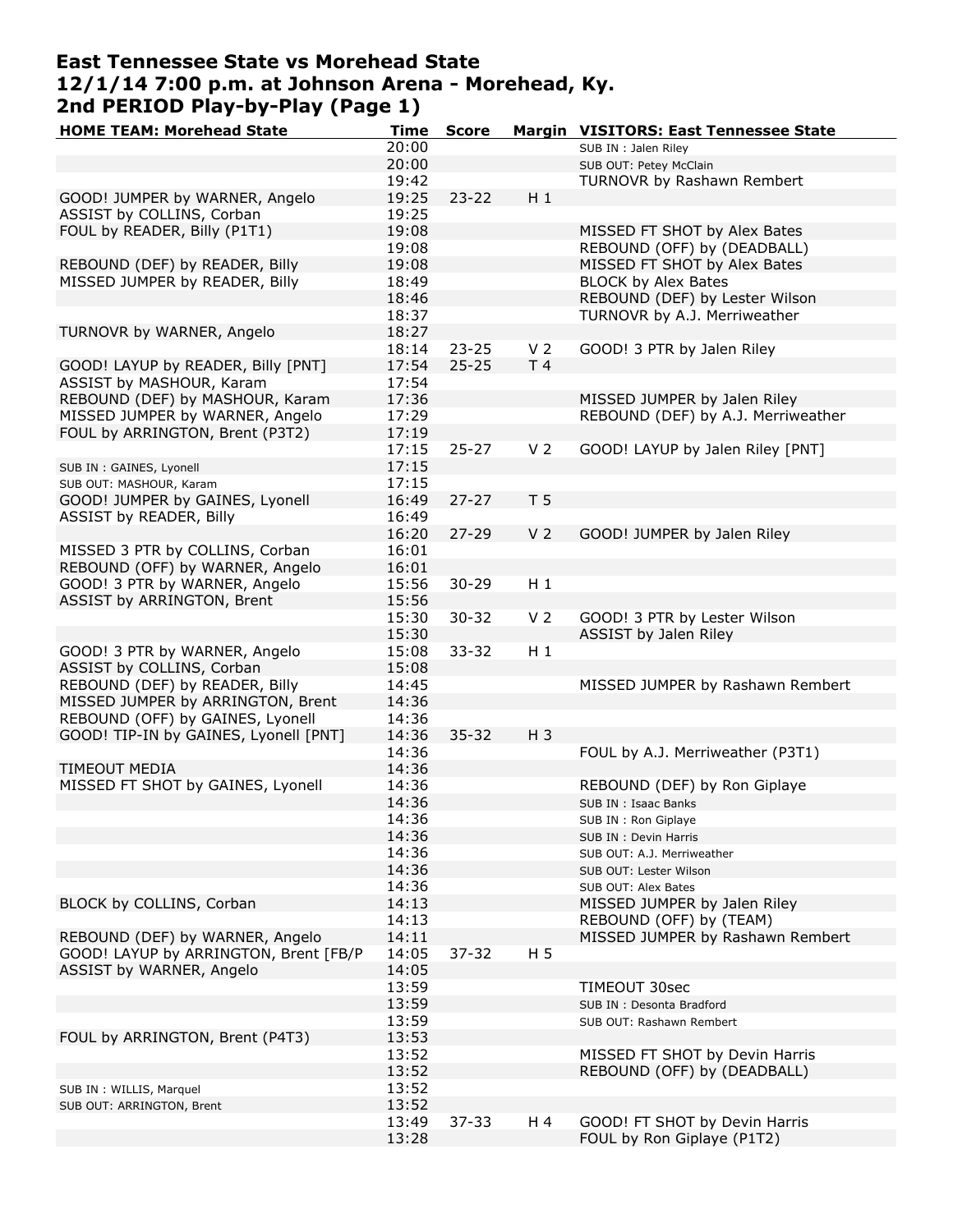# East Tennessee State vs Morehead State
## 12/1/14 7:00 p.m. at Johnson Arena - Morehead, Ky.
## 2nd PERIOD Play-by-Play (Page 1)

| HOME TEAM: Morehead State | Time | Score | Margin | VISITORS: East Tennessee State |
|---|---|---|---|---|
| | 20:00 | | | SUB IN : Jalen Riley |
| | 20:00 | | | SUB OUT: Petey McClain |
| | 19:42 | | | TURNOVR by Rashawn Rembert |
| GOOD! JUMPER by WARNER, Angelo | 19:25 | 23-22 | H 1 | |
| ASSIST by COLLINS, Corban | 19:25 | | | |
| FOUL by READER, Billy (P1T1) | 19:08 | | | MISSED FT SHOT by Alex Bates |
| | 19:08 | | | REBOUND (OFF) by (DEADBALL) |
| REBOUND (DEF) by READER, Billy | 19:08 | | | MISSED FT SHOT by Alex Bates |
| MISSED JUMPER by READER, Billy | 18:49 | | | BLOCK by Alex Bates |
| | 18:46 | | | REBOUND (DEF) by Lester Wilson |
| | 18:37 | | | TURNOVR by A.J. Merriweather |
| TURNOVR by WARNER, Angelo | 18:27 | | | |
| | 18:14 | 23-25 | V 2 | GOOD! 3 PTR by Jalen Riley |
| GOOD! LAYUP by READER, Billy [PNT] | 17:54 | 25-25 | T 4 | |
| ASSIST by MASHOUR, Karam | 17:54 | | | |
| REBOUND (DEF) by MASHOUR, Karam | 17:36 | | | MISSED JUMPER by Jalen Riley |
| MISSED JUMPER by WARNER, Angelo | 17:29 | | | REBOUND (DEF) by A.J. Merriweather |
| FOUL by ARRINGTON, Brent (P3T2) | 17:19 | | | |
| | 17:15 | 25-27 | V 2 | GOOD! LAYUP by Jalen Riley [PNT] |
| SUB IN : GAINES, Lyonell | 17:15 | | | |
| SUB OUT: MASHOUR, Karam | 17:15 | | | |
| GOOD! JUMPER by GAINES, Lyonell | 16:49 | 27-27 | T 5 | |
| ASSIST by READER, Billy | 16:49 | | | |
| | 16:20 | 27-29 | V 2 | GOOD! JUMPER by Jalen Riley |
| MISSED 3 PTR by COLLINS, Corban | 16:01 | | | |
| REBOUND (OFF) by WARNER, Angelo | 16:01 | | | |
| GOOD! 3 PTR by WARNER, Angelo | 15:56 | 30-29 | H 1 | |
| ASSIST by ARRINGTON, Brent | 15:56 | | | |
| | 15:30 | 30-32 | V 2 | GOOD! 3 PTR by Lester Wilson |
| | 15:30 | | | ASSIST by Jalen Riley |
| GOOD! 3 PTR by WARNER, Angelo | 15:08 | 33-32 | H 1 | |
| ASSIST by COLLINS, Corban | 15:08 | | | |
| REBOUND (DEF) by READER, Billy | 14:45 | | | MISSED JUMPER by Rashawn Rembert |
| MISSED JUMPER by ARRINGTON, Brent | 14:36 | | | |
| REBOUND (OFF) by GAINES, Lyonell | 14:36 | | | |
| GOOD! TIP-IN by GAINES, Lyonell [PNT] | 14:36 | 35-32 | H 3 | |
| | 14:36 | | | FOUL by A.J. Merriweather (P3T1) |
| TIMEOUT MEDIA | 14:36 | | | |
| MISSED FT SHOT by GAINES, Lyonell | 14:36 | | | REBOUND (DEF) by Ron Giplaye |
| | 14:36 | | | SUB IN : Isaac Banks |
| | 14:36 | | | SUB IN : Ron Giplaye |
| | 14:36 | | | SUB IN : Devin Harris |
| | 14:36 | | | SUB OUT: A.J. Merriweather |
| | 14:36 | | | SUB OUT: Lester Wilson |
| | 14:36 | | | SUB OUT: Alex Bates |
| BLOCK by COLLINS, Corban | 14:13 | | | MISSED JUMPER by Jalen Riley |
| | 14:13 | | | REBOUND (OFF) by (TEAM) |
| REBOUND (DEF) by WARNER, Angelo | 14:11 | | | MISSED JUMPER by Rashawn Rembert |
| GOOD! LAYUP by ARRINGTON, Brent [FB/P | 14:05 | 37-32 | H 5 | |
| ASSIST by WARNER, Angelo | 14:05 | | | |
| | 13:59 | | | TIMEOUT 30sec |
| | 13:59 | | | SUB IN : Desonta Bradford |
| | 13:59 | | | SUB OUT: Rashawn Rembert |
| FOUL by ARRINGTON, Brent (P4T3) | 13:53 | | | |
| | 13:52 | | | MISSED FT SHOT by Devin Harris |
| | 13:52 | | | REBOUND (OFF) by (DEADBALL) |
| SUB IN : WILLIS, Marquel | 13:52 | | | |
| SUB OUT: ARRINGTON, Brent | 13:52 | | | |
| | 13:49 | 37-33 | H 4 | GOOD! FT SHOT by Devin Harris |
| | 13:28 | | | FOUL by Ron Giplaye (P1T2) |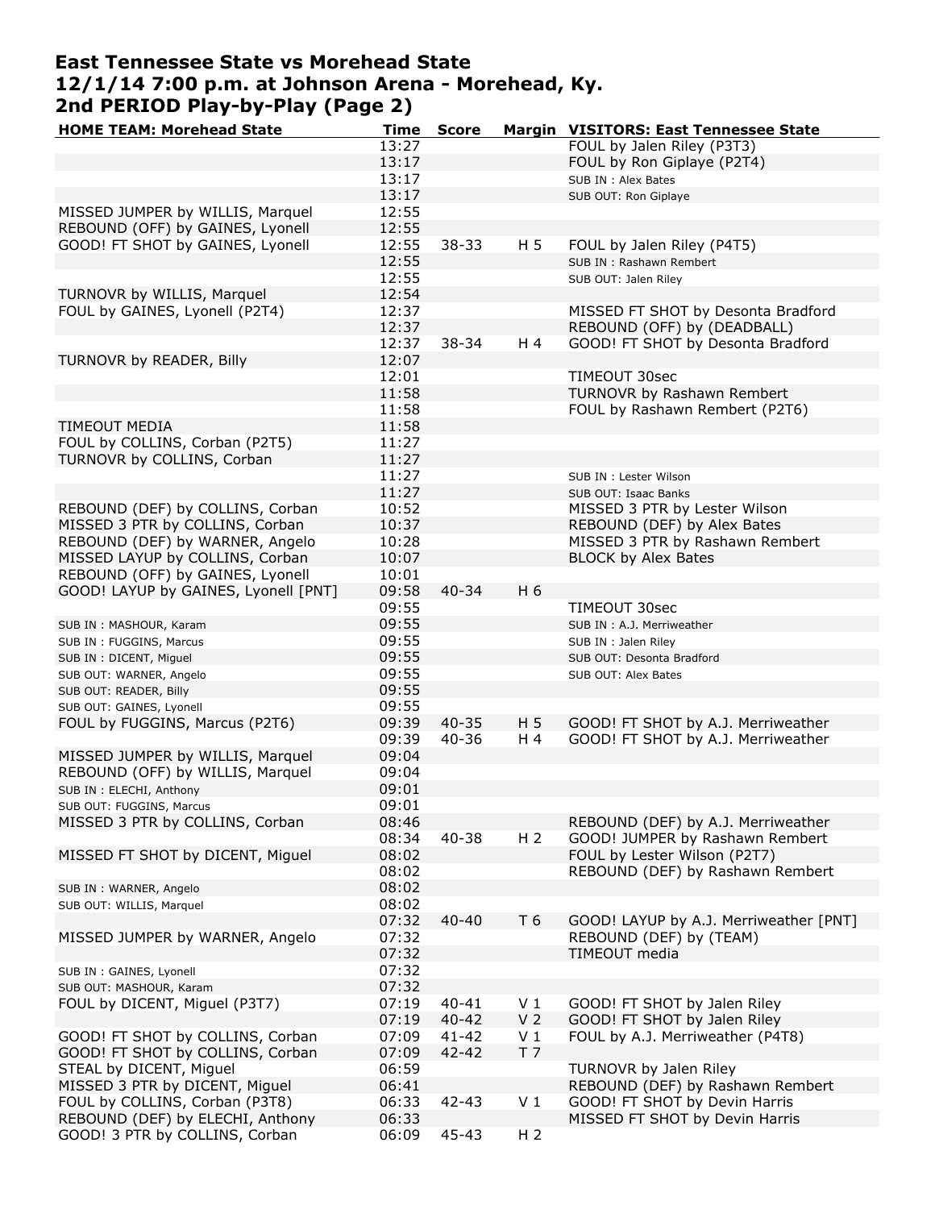# East Tennessee State vs Morehead State
# 12/1/14 7:00 p.m. at Johnson Arena - Morehead, Ky.
# 2nd PERIOD Play-by-Play (Page 2)

| HOME TEAM: Morehead State | Time | Score | Margin | VISITORS: East Tennessee State |
|---|---|---|---|---|
| | 13:27 | | | FOUL by Jalen Riley (P3T3) |
| | 13:17 | | | FOUL by Ron Giplaye (P2T4) |
| | 13:17 | | | SUB IN : Alex Bates |
| | 13:17 | | | SUB OUT: Ron Giplaye |
| MISSED JUMPER by WILLIS, Marquel | 12:55 | | | |
| REBOUND (OFF) by GAINES, Lyonell | 12:55 | | | |
| GOOD! FT SHOT by GAINES, Lyonell | 12:55 | 38-33 | H 5 | FOUL by Jalen Riley (P4T5) |
| | 12:55 | | | SUB IN : Rashawn Rembert |
| | 12:55 | | | SUB OUT: Jalen Riley |
| TURNOVR by WILLIS, Marquel | 12:54 | | | |
| FOUL by GAINES, Lyonell (P2T4) | 12:37 | | | MISSED FT SHOT by Desonta Bradford |
| | 12:37 | | | REBOUND (OFF) by (DEADBALL) |
| | 12:37 | 38-34 | H 4 | GOOD! FT SHOT by Desonta Bradford |
| TURNOVR by READER, Billy | 12:07 | | | |
| | 12:01 | | | TIMEOUT 30sec |
| | 11:58 | | | TURNOVR by Rashawn Rembert |
| | 11:58 | | | FOUL by Rashawn Rembert (P2T6) |
| TIMEOUT MEDIA | 11:58 | | | |
| FOUL by COLLINS, Corban (P2T5) | 11:27 | | | |
| TURNOVR by COLLINS, Corban | 11:27 | | | |
| | 11:27 | | | SUB IN : Lester Wilson |
| | 11:27 | | | SUB OUT: Isaac Banks |
| REBOUND (DEF) by COLLINS, Corban | 10:52 | | | MISSED 3 PTR by Lester Wilson |
| MISSED 3 PTR by COLLINS, Corban | 10:37 | | | REBOUND (DEF) by Alex Bates |
| REBOUND (DEF) by WARNER, Angelo | 10:28 | | | MISSED 3 PTR by Rashawn Rembert |
| MISSED LAYUP by COLLINS, Corban | 10:07 | | | BLOCK by Alex Bates |
| REBOUND (OFF) by GAINES, Lyonell | 10:01 | | | |
| GOOD! LAYUP by GAINES, Lyonell [PNT] | 09:58 | 40-34 | H 6 | |
| | 09:55 | | | TIMEOUT 30sec |
| SUB IN : MASHOUR, Karam | 09:55 | | | SUB IN : A.J. Merriweather |
| SUB IN : FUGGINS, Marcus | 09:55 | | | SUB IN : Jalen Riley |
| SUB IN : DICENT, Miguel | 09:55 | | | SUB OUT: Desonta Bradford |
| SUB OUT: WARNER, Angelo | 09:55 | | | SUB OUT: Alex Bates |
| SUB OUT: READER, Billy | 09:55 | | | |
| SUB OUT: GAINES, Lyonell | 09:55 | | | |
| FOUL by FUGGINS, Marcus (P2T6) | 09:39 | 40-35 | H 5 | GOOD! FT SHOT by A.J. Merriweather |
| | 09:39 | 40-36 | H 4 | GOOD! FT SHOT by A.J. Merriweather |
| MISSED JUMPER by WILLIS, Marquel | 09:04 | | | |
| REBOUND (OFF) by WILLIS, Marquel | 09:04 | | | |
| SUB IN : ELECHI, Anthony | 09:01 | | | |
| SUB OUT: FUGGINS, Marcus | 09:01 | | | |
| MISSED 3 PTR by COLLINS, Corban | 08:46 | | | REBOUND (DEF) by A.J. Merriweather |
| | 08:34 | 40-38 | H 2 | GOOD! JUMPER by Rashawn Rembert |
| MISSED FT SHOT by DICENT, Miguel | 08:02 | | | FOUL by Lester Wilson (P2T7) |
| | 08:02 | | | REBOUND (DEF) by Rashawn Rembert |
| SUB IN : WARNER, Angelo | 08:02 | | | |
| SUB OUT: WILLIS, Marquel | 08:02 | | | |
| | 07:32 | 40-40 | T 6 | GOOD! LAYUP by A.J. Merriweather [PNT] |
| MISSED JUMPER by WARNER, Angelo | 07:32 | | | REBOUND (DEF) by (TEAM) |
| | 07:32 | | | TIMEOUT media |
| SUB IN : GAINES, Lyonell | 07:32 | | | |
| SUB OUT: MASHOUR, Karam | 07:32 | | | |
| FOUL by DICENT, Miguel (P3T7) | 07:19 | 40-41 | V 1 | GOOD! FT SHOT by Jalen Riley |
| | 07:19 | 40-42 | V 2 | GOOD! FT SHOT by Jalen Riley |
| GOOD! FT SHOT by COLLINS, Corban | 07:09 | 41-42 | V 1 | FOUL by A.J. Merriweather (P4T8) |
| GOOD! FT SHOT by COLLINS, Corban | 07:09 | 42-42 | T 7 | |
| STEAL by DICENT, Miguel | 06:59 | | | TURNOVR by Jalen Riley |
| MISSED 3 PTR by DICENT, Miguel | 06:41 | | | REBOUND (DEF) by Rashawn Rembert |
| FOUL by COLLINS, Corban (P3T8) | 06:33 | 42-43 | V 1 | GOOD! FT SHOT by Devin Harris |
| REBOUND (DEF) by ELECHI, Anthony | 06:33 | | | MISSED FT SHOT by Devin Harris |
| GOOD! 3 PTR by COLLINS, Corban | 06:09 | 45-43 | H 2 | |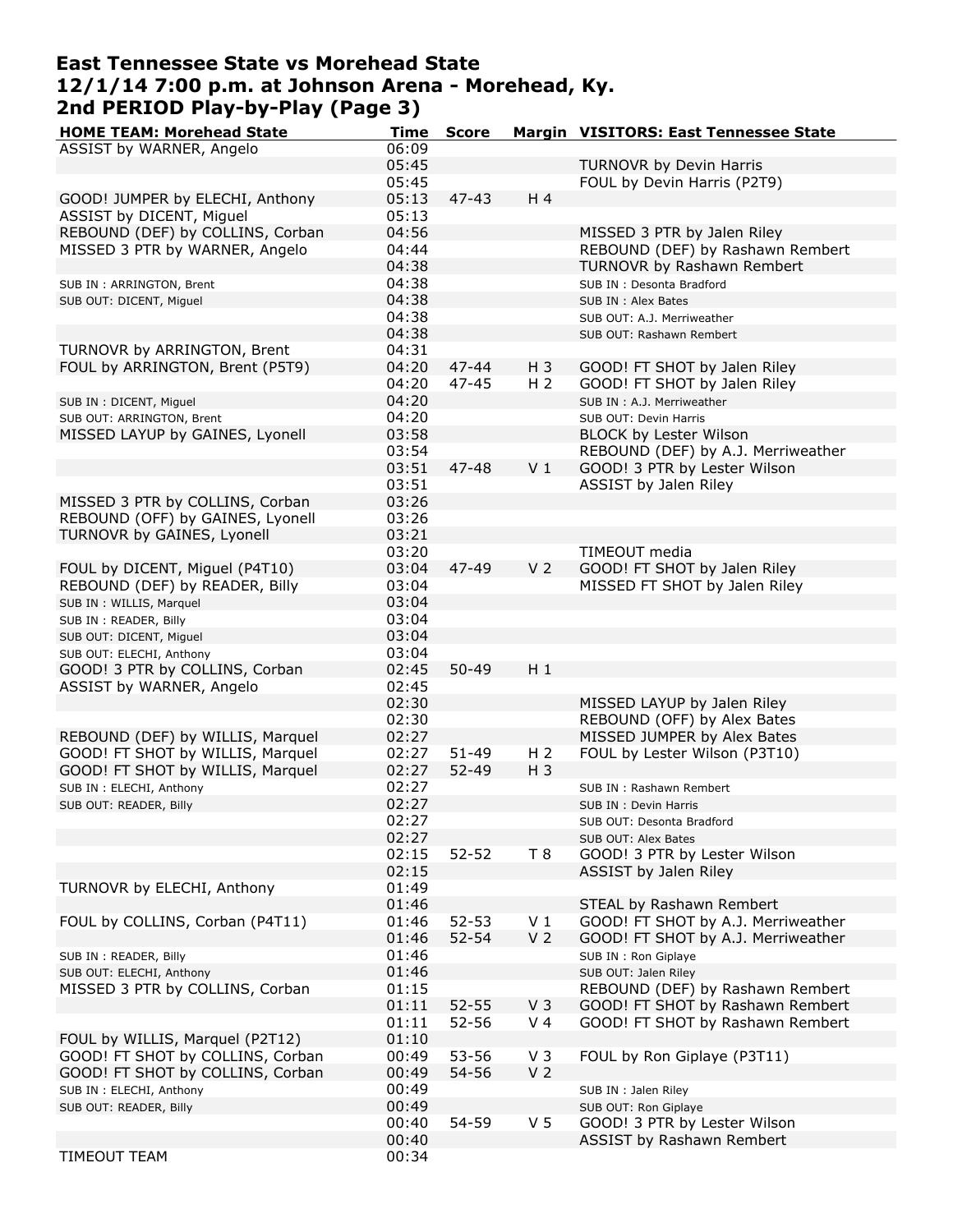# East Tennessee State vs Morehead State
## 12/1/14 7:00 p.m. at Johnson Arena - Morehead, Ky.
## 2nd PERIOD Play-by-Play (Page 3)

| HOME TEAM: Morehead State | Time | Score | Margin | VISITORS: East Tennessee State |
|---|---|---|---|---|
| ASSIST by WARNER, Angelo | 06:09 | | | |
| | 05:45 | | | TURNOVR by Devin Harris |
| | 05:45 | | | FOUL by Devin Harris (P2T9) |
| GOOD! JUMPER by ELECHI, Anthony | 05:13 | 47-43 | H 4 | |
| ASSIST by DICENT, Miguel | 05:13 | | | |
| REBOUND (DEF) by COLLINS, Corban | 04:56 | | | MISSED 3 PTR by Jalen Riley |
| MISSED 3 PTR by WARNER, Angelo | 04:44 | | | REBOUND (DEF) by Rashawn Rembert |
| | 04:38 | | | TURNOVR by Rashawn Rembert |
| SUB IN : ARRINGTON, Brent | 04:38 | | | SUB IN : Desonta Bradford |
| SUB OUT: DICENT, Miguel | 04:38 | | | SUB IN : Alex Bates |
| | 04:38 | | | SUB OUT: A.J. Merriweather |
| | 04:38 | | | SUB OUT: Rashawn Rembert |
| TURNOVR by ARRINGTON, Brent | 04:31 | | | |
| FOUL by ARRINGTON, Brent (P5T9) | 04:20 | 47-44 | H 3 | GOOD! FT SHOT by Jalen Riley |
| | 04:20 | 47-45 | H 2 | GOOD! FT SHOT by Jalen Riley |
| SUB IN : DICENT, Miguel | 04:20 | | | SUB IN : A.J. Merriweather |
| SUB OUT: ARRINGTON, Brent | 04:20 | | | SUB OUT: Devin Harris |
| MISSED LAYUP by GAINES, Lyonell | 03:58 | | | BLOCK by Lester Wilson |
| | 03:54 | | | REBOUND (DEF) by A.J. Merriweather |
| | 03:51 | 47-48 | V 1 | GOOD! 3 PTR by Lester Wilson |
| | 03:51 | | | ASSIST by Jalen Riley |
| MISSED 3 PTR by COLLINS, Corban | 03:26 | | | |
| REBOUND (OFF) by GAINES, Lyonell | 03:26 | | | |
| TURNOVR by GAINES, Lyonell | 03:21 | | | |
| | 03:20 | | | TIMEOUT media |
| FOUL by DICENT, Miguel (P4T10) | 03:04 | 47-49 | V 2 | GOOD! FT SHOT by Jalen Riley |
| REBOUND (DEF) by READER, Billy | 03:04 | | | MISSED FT SHOT by Jalen Riley |
| SUB IN : WILLIS, Marquel | 03:04 | | | |
| SUB IN : READER, Billy | 03:04 | | | |
| SUB OUT: DICENT, Miguel | 03:04 | | | |
| SUB OUT: ELECHI, Anthony | 03:04 | | | |
| GOOD! 3 PTR by COLLINS, Corban | 02:45 | 50-49 | H 1 | |
| ASSIST by WARNER, Angelo | 02:45 | | | |
| | 02:30 | | | MISSED LAYUP by Jalen Riley |
| | 02:30 | | | REBOUND (OFF) by Alex Bates |
| REBOUND (DEF) by WILLIS, Marquel | 02:27 | | | MISSED JUMPER by Alex Bates |
| GOOD! FT SHOT by WILLIS, Marquel | 02:27 | 51-49 | H 2 | FOUL by Lester Wilson (P3T10) |
| GOOD! FT SHOT by WILLIS, Marquel | 02:27 | 52-49 | H 3 | |
| SUB IN : ELECHI, Anthony | 02:27 | | | SUB IN : Rashawn Rembert |
| SUB OUT: READER, Billy | 02:27 | | | SUB IN : Devin Harris |
| | 02:27 | | | SUB OUT: Desonta Bradford |
| | 02:27 | | | SUB OUT: Alex Bates |
| | 02:15 | 52-52 | T 8 | GOOD! 3 PTR by Lester Wilson |
| | 02:15 | | | ASSIST by Jalen Riley |
| TURNOVR by ELECHI, Anthony | 01:49 | | | |
| | 01:46 | | | STEAL by Rashawn Rembert |
| FOUL by COLLINS, Corban (P4T11) | 01:46 | 52-53 | V 1 | GOOD! FT SHOT by A.J. Merriweather |
| | 01:46 | 52-54 | V 2 | GOOD! FT SHOT by A.J. Merriweather |
| SUB IN : READER, Billy | 01:46 | | | SUB IN : Ron Giplaye |
| SUB OUT: ELECHI, Anthony | 01:46 | | | SUB OUT: Jalen Riley |
| MISSED 3 PTR by COLLINS, Corban | 01:15 | | | REBOUND (DEF) by Rashawn Rembert |
| | 01:11 | 52-55 | V 3 | GOOD! FT SHOT by Rashawn Rembert |
| | 01:11 | 52-56 | V 4 | GOOD! FT SHOT by Rashawn Rembert |
| FOUL by WILLIS, Marquel (P2T12) | 01:10 | | | |
| GOOD! FT SHOT by COLLINS, Corban | 00:49 | 53-56 | V 3 | FOUL by Ron Giplaye (P3T11) |
| GOOD! FT SHOT by COLLINS, Corban | 00:49 | 54-56 | V 2 | |
| SUB IN : ELECHI, Anthony | 00:49 | | | SUB IN : Jalen Riley |
| SUB OUT: READER, Billy | 00:49 | | | SUB OUT: Ron Giplaye |
| | 00:40 | 54-59 | V 5 | GOOD! 3 PTR by Lester Wilson |
| | 00:40 | | | ASSIST by Rashawn Rembert |
| TIMEOUT TEAM | 00:34 | | | |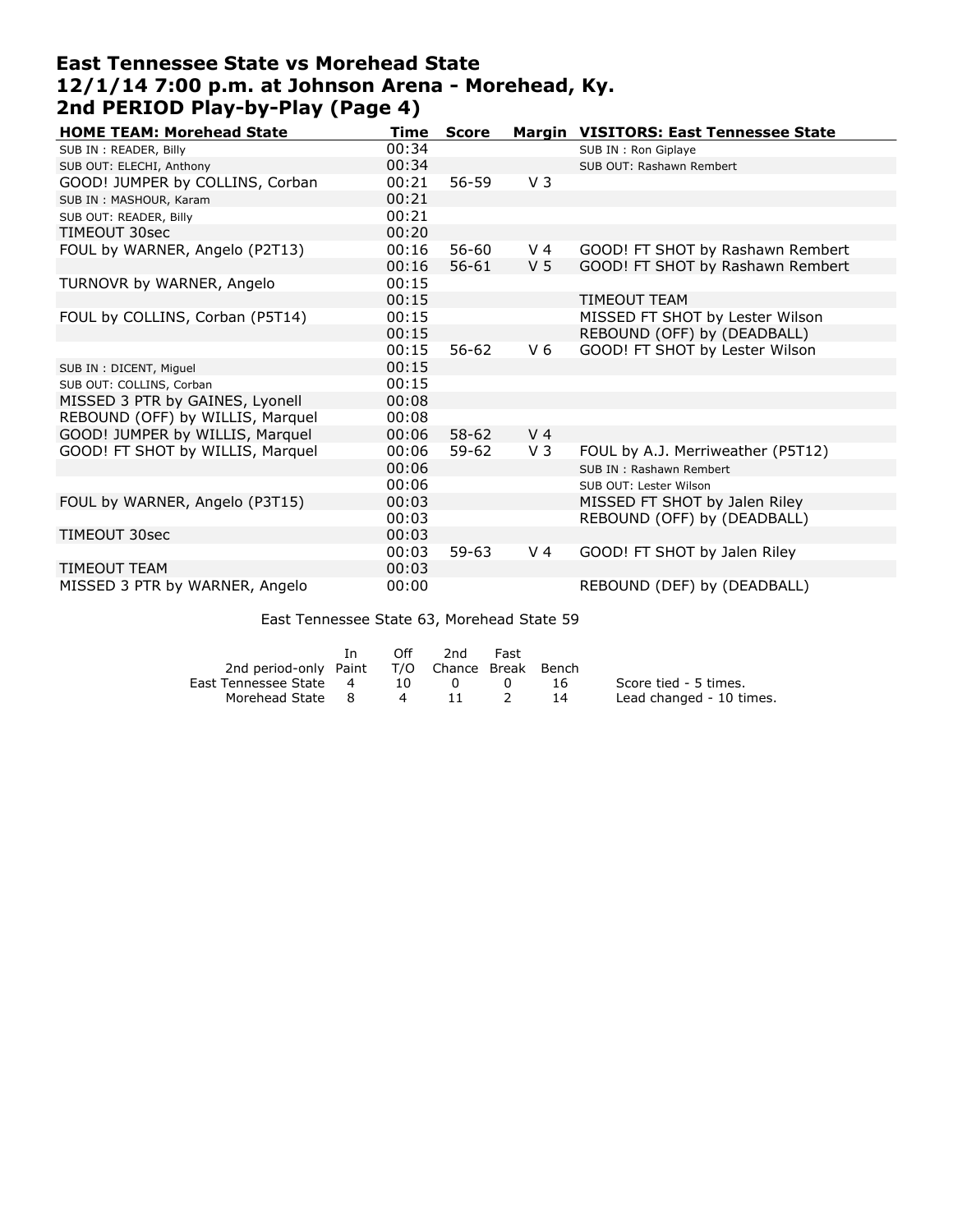# East Tennessee State vs Morehead State
## 12/1/14 7:00 p.m. at Johnson Arena - Morehead, Ky.
## 2nd PERIOD Play-by-Play (Page 4)

| HOME TEAM: Morehead State | Time | Score | Margin | VISITORS: East Tennessee State |
|---|---|---|---|---|
| SUB IN : READER, Billy | 00:34 | | | SUB IN : Ron Giplaye |
| SUB OUT: ELECHI, Anthony | 00:34 | | | SUB OUT: Rashawn Rembert |
| GOOD! JUMPER by COLLINS, Corban | 00:21 | 56-59 | V 3 | |
| SUB IN : MASHOUR, Karam | 00:21 | | | |
| SUB OUT: READER, Billy | 00:21 | | | |
| TIMEOUT 30sec | 00:20 | | | |
| FOUL by WARNER, Angelo (P2T13) | 00:16 | 56-60 | V 4 | GOOD! FT SHOT by Rashawn Rembert |
| | 00:16 | 56-61 | V 5 | GOOD! FT SHOT by Rashawn Rembert |
| TURNOVR by WARNER, Angelo | 00:15 | | | |
| | 00:15 | | | TIMEOUT TEAM |
| FOUL by COLLINS, Corban (P5T14) | 00:15 | | | MISSED FT SHOT by Lester Wilson |
| | 00:15 | | | REBOUND (OFF) by (DEADBALL) |
| | 00:15 | 56-62 | V 6 | GOOD! FT SHOT by Lester Wilson |
| SUB IN : DICENT, Miguel | 00:15 | | | |
| SUB OUT: COLLINS, Corban | 00:15 | | | |
| MISSED 3 PTR by GAINES, Lyonell | 00:08 | | | |
| REBOUND (OFF) by WILLIS, Marquel | 00:08 | | | |
| GOOD! JUMPER by WILLIS, Marquel | 00:06 | 58-62 | V 4 | |
| GOOD! FT SHOT by WILLIS, Marquel | 00:06 | 59-62 | V 3 | FOUL by A.J. Merriweather (P5T12) |
| | 00:06 | | | SUB IN : Rashawn Rembert |
| | 00:06 | | | SUB OUT: Lester Wilson |
| FOUL by WARNER, Angelo (P3T15) | 00:03 | | | MISSED FT SHOT by Jalen Riley |
| | 00:03 | | | REBOUND (OFF) by (DEADBALL) |
| TIMEOUT 30sec | 00:03 | | | |
| | 00:03 | 59-63 | V 4 | GOOD! FT SHOT by Jalen Riley |
| TIMEOUT TEAM | 00:03 | | | |
| MISSED 3 PTR by WARNER, Angelo | 00:00 | | | REBOUND (DEF) by (DEADBALL) |

East Tennessee State 63, Morehead State 59

| 2nd period-only | In Paint | Off T/O | 2nd Chance | Fast Break | Bench |
|---|---|---|---|---|---|
| East Tennessee State | 4 | 10 | 0 | 0 | 16 |
| Morehead State | 8 | 4 | 11 | 2 | 14 |

Score tied - 5 times.
Lead changed - 10 times.